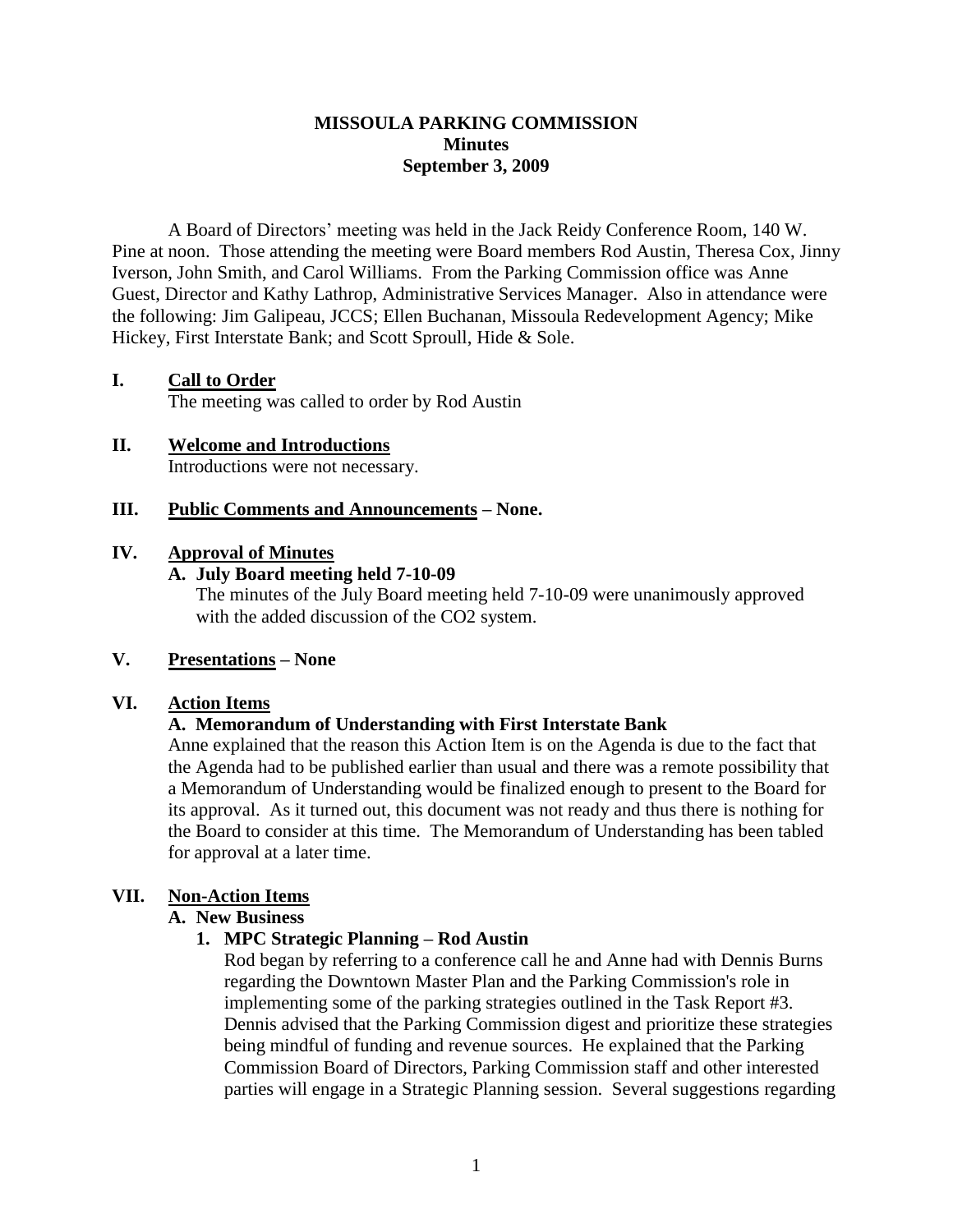# MISSOULA PARKING COMMISSION
## Minutes
### September 3, 2009

A Board of Directors' meeting was held in the Jack Reidy Conference Room, 140 W. Pine at noon. Those attending the meeting were Board members Rod Austin, Theresa Cox, Jinny Iverson, John Smith, and Carol Williams. From the Parking Commission office was Anne Guest, Director and Kathy Lathrop, Administrative Services Manager. Also in attendance were the following: Jim Galipeau, JCCS; Ellen Buchanan, Missoula Redevelopment Agency; Mike Hickey, First Interstate Bank; and Scott Sproull, Hide & Sole.

## I. Call to Order

The meeting was called to order by Rod Austin

## II. Welcome and Introductions

Introductions were not necessary.

## III. Public Comments and Announcements – None.

## IV. Approval of Minutes

### A. July Board meeting held 7-10-09

The minutes of the July Board meeting held 7-10-09 were unanimously approved with the added discussion of the $CO_2$ system.

## V. Presentations – None

## VI. Action Items

### A. Memorandum of Understanding with First Interstate Bank

Anne explained that the reason this Action Item is on the Agenda is due to the fact that the Agenda had to be published earlier than usual and there was a remote possibility that a Memorandum of Understanding would be finalized enough to present to the Board for its approval. As it turned out, this document was not ready and thus there is nothing for the Board to consider at this time. The Memorandum of Understanding has been tabled for approval at a later time.

## VII. Non-Action Items

### A. New Business

#### 1. MPC Strategic Planning – Rod Austin

Rod began by referring to a conference call he and Anne had with Dennis Burns regarding the Downtown Master Plan and the Parking Commission's role in implementing some of the parking strategies outlined in the Task Report #3. Dennis advised that the Parking Commission digest and prioritize these strategies being mindful of funding and revenue sources. He explained that the Parking Commission Board of Directors, Parking Commission staff and other interested parties will engage in a Strategic Planning session. Several suggestions regarding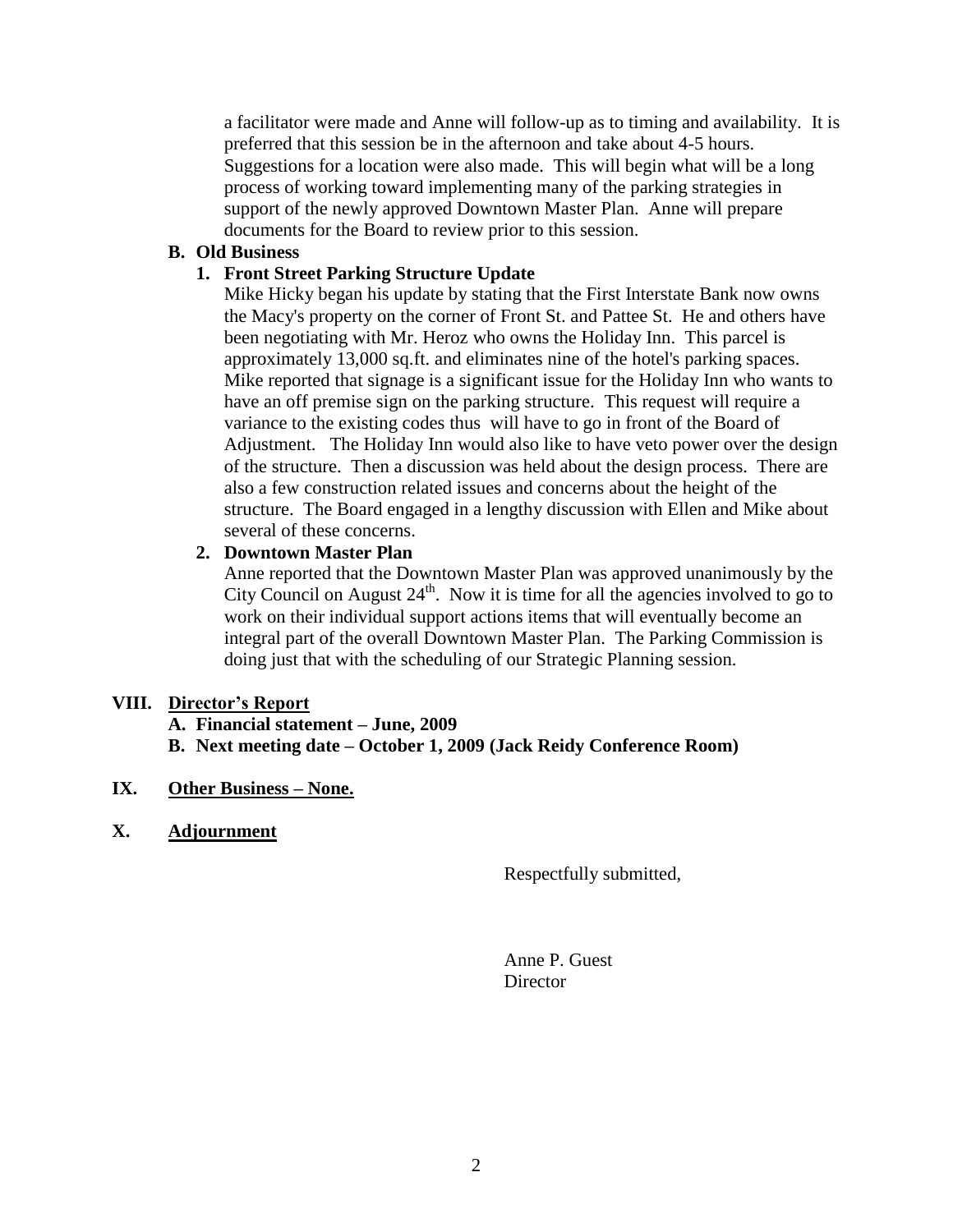a facilitator were made and Anne will follow-up as to timing and availability. It is preferred that this session be in the afternoon and take about 4-5 hours. Suggestions for a location were also made. This will begin what will be a long process of working toward implementing many of the parking strategies in support of the newly approved Downtown Master Plan. Anne will prepare documents for the Board to review prior to this session.

**B. Old Business**

**1. Front Street Parking Structure Update**

Mike Hicky began his update by stating that the First Interstate Bank now owns the Macy's property on the corner of Front St. and Pattee St. He and others have been negotiating with Mr. Heroz who owns the Holiday Inn. This parcel is approximately 13,000 sq.ft. and eliminates nine of the hotel's parking spaces. Mike reported that signage is a significant issue for the Holiday Inn who wants to have an off premise sign on the parking structure. This request will require a variance to the existing codes thus will have to go in front of the Board of Adjustment. The Holiday Inn would also like to have veto power over the design of the structure. Then a discussion was held about the design process. There are also a few construction related issues and concerns about the height of the structure. The Board engaged in a lengthy discussion with Ellen and Mike about several of these concerns.

**2. Downtown Master Plan**

Anne reported that the Downtown Master Plan was approved unanimously by the City Council on August 24th. Now it is time for all the agencies involved to go to work on their individual support actions items that will eventually become an integral part of the overall Downtown Master Plan. The Parking Commission is doing just that with the scheduling of our Strategic Planning session.

## VIII. Director's Report

**A. Financial statement – June, 2009**

**B. Next meeting date – October 1, 2009 (Jack Reidy Conference Room)**

## IX. Other Business – None.

## X. Adjournment

Respectfully submitted,

Anne P. Guest
Director